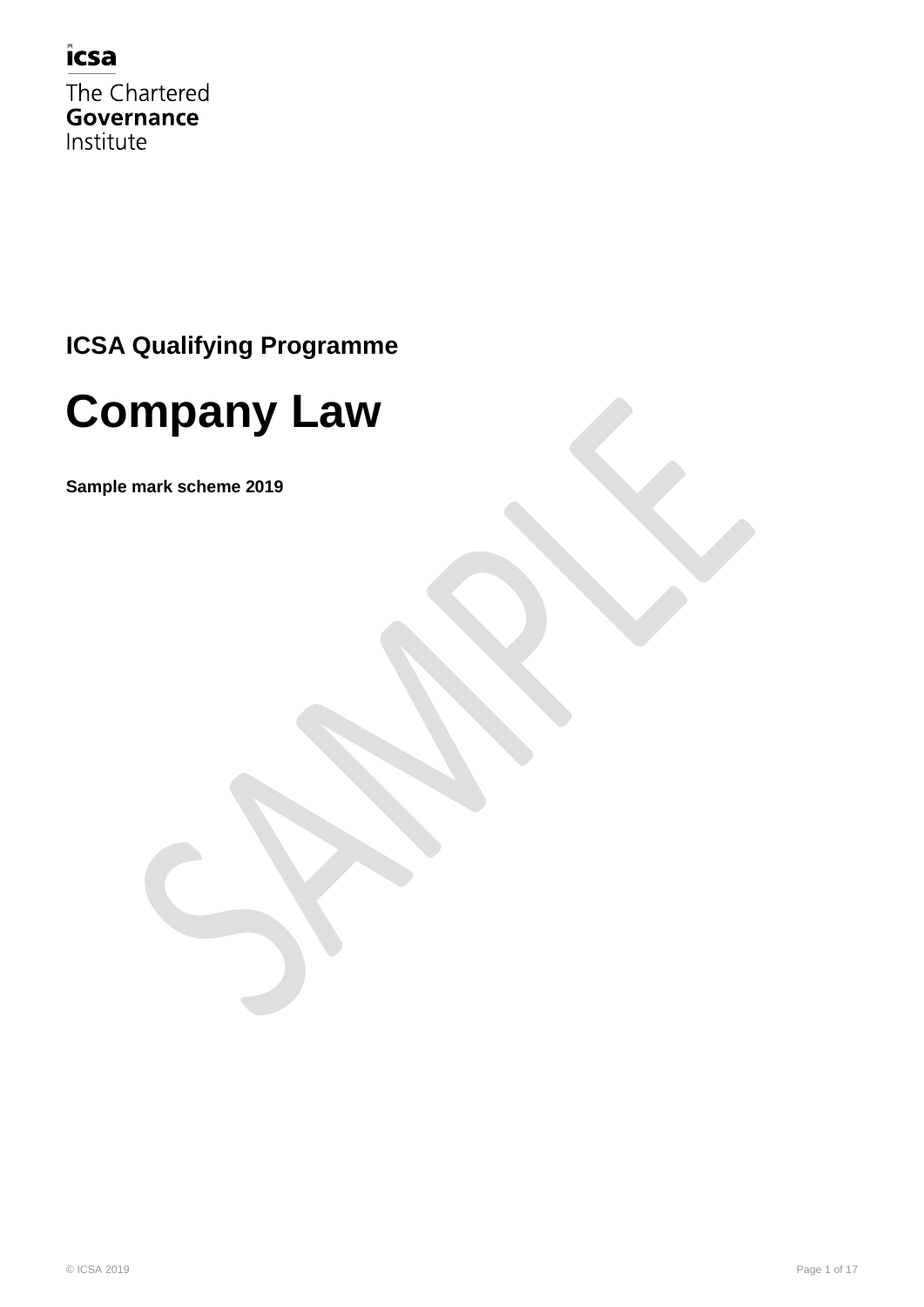icsa

The Chartered
**Governance**
Institute

**ICSA Qualifying Programme**

# Company Law

**Sample mark scheme 2019**

© ICSA 2019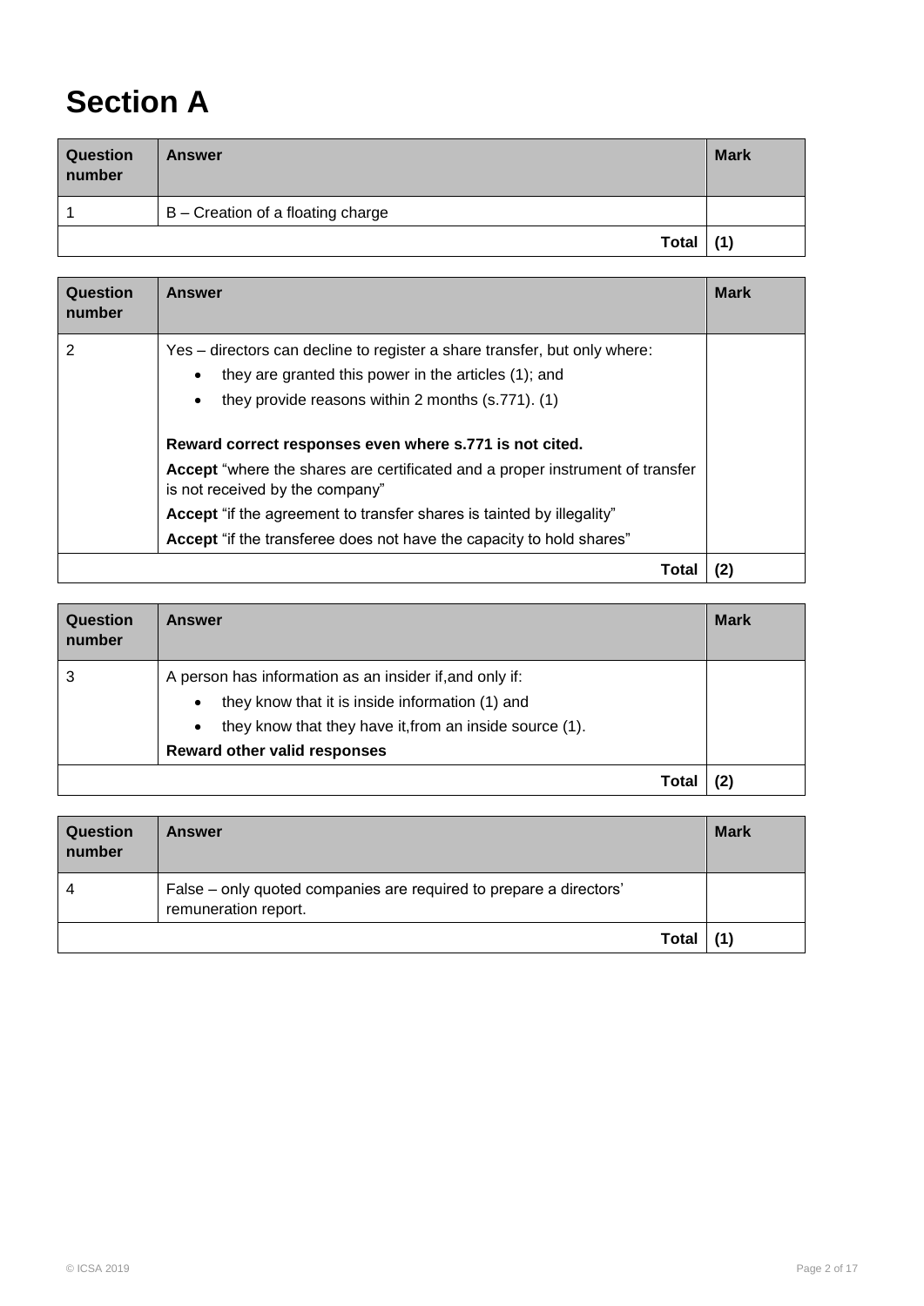# Section A

| Question number | Answer | Mark |
|---|---|---|
| 1 | B – Creation of a floating charge | |
| | **Total** | **(1)** |

| Question number | Answer | Mark |
|---|---|---|
| 2 | Yes – directors can decline to register a share transfer, but only where:<br>• they are granted this power in the articles (1); and<br>• they provide reasons within 2 months (s.771). (1)<br><br>**Reward correct responses even where s.771 is not cited.**<br>**Accept** "where the shares are certificated and a proper instrument of transfer is not received by the company"<br>**Accept** "if the agreement to transfer shares is tainted by illegality"<br>**Accept** "if the transferee does not have the capacity to hold shares" | |
| | **Total** | **(2)** |

| Question number | Answer | Mark |
|---|---|---|
| 3 | A person has information as an insider if,and only if:<br>• they know that it is inside information (1) and<br>• they know that they have it,from an inside source (1).<br>**Reward other valid responses** | |
| | **Total** | **(2)** |

| Question number | Answer | Mark |
|---|---|---|
| 4 | False – only quoted companies are required to prepare a directors' remuneration report. | |
| | **Total** | **(1)** |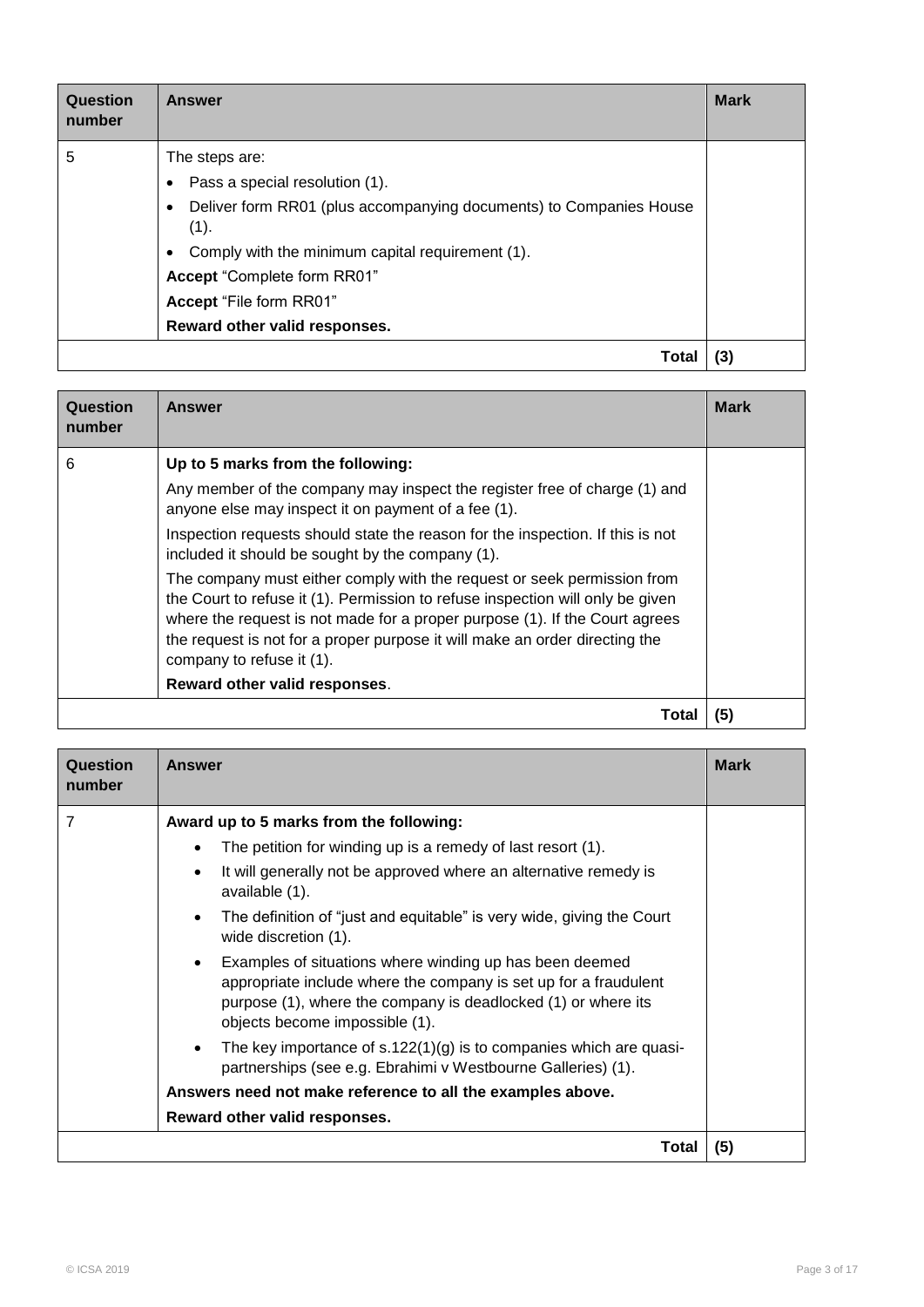| Question number | Answer | Mark |
|---|---|---|
| 5 | The steps are:<br>• Pass a special resolution (1).<br>• Deliver form RR01 (plus accompanying documents) to Companies House (1).<br>• Comply with the minimum capital requirement (1).<br>**Accept** "Complete form RR01"<br>**Accept** "File form RR01"<br>**Reward other valid responses.** | |
| | **Total** | **(3)** |

| Question number | Answer | Mark |
|---|---|---|
| 6 | **Up to 5 marks from the following:**<br>Any member of the company may inspect the register free of charge (1) and anyone else may inspect it on payment of a fee (1).<br>Inspection requests should state the reason for the inspection. If this is not included it should be sought by the company (1).<br>The company must either comply with the request or seek permission from the Court to refuse it (1). Permission to refuse inspection will only be given where the request is not made for a proper purpose (1). If the Court agrees the request is not for a proper purpose it will make an order directing the company to refuse it (1).<br>**Reward other valid responses**. | |
| | **Total** | **(5)** |

| Question number | Answer | Mark |
|---|---|---|
| 7 | **Award up to 5 marks from the following:**<br>• The petition for winding up is a remedy of last resort (1).<br>• It will generally not be approved where an alternative remedy is available (1).<br>• The definition of "just and equitable" is very wide, giving the Court wide discretion (1).<br>• Examples of situations where winding up has been deemed appropriate include where the company is set up for a fraudulent purpose (1), where the company is deadlocked (1) or where its objects become impossible (1).<br>• The key importance of s.122(1)(g) is to companies which are quasi-partnerships (see e.g. Ebrahimi v Westbourne Galleries) (1).<br>**Answers need not make reference to all the examples above.**<br>**Reward other valid responses.** | |
| | **Total** | **(5)** |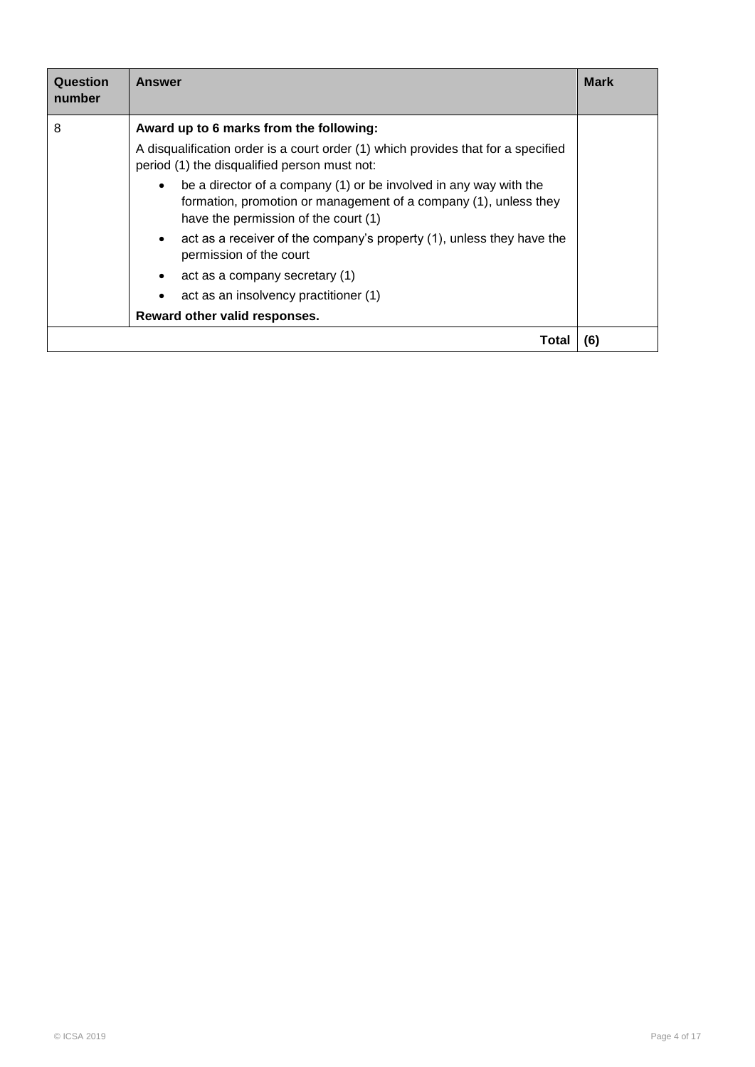| Question number | Answer | Mark |
|---|---|---|
| 8 | **Award up to 6 marks from the following:**<br><br>A disqualification order is a court order (1) which provides that for a specified period (1) the disqualified person must not:<br><br>• be a director of a company (1) or be involved in any way with the formation, promotion or management of a company (1), unless they have the permission of the court (1)<br>• act as a receiver of the company's property (1), unless they have the permission of the court<br>• act as a company secretary (1)<br>• act as an insolvency practitioner (1)<br><br>**Reward other valid responses.** | |
| | **Total** | **(6)** |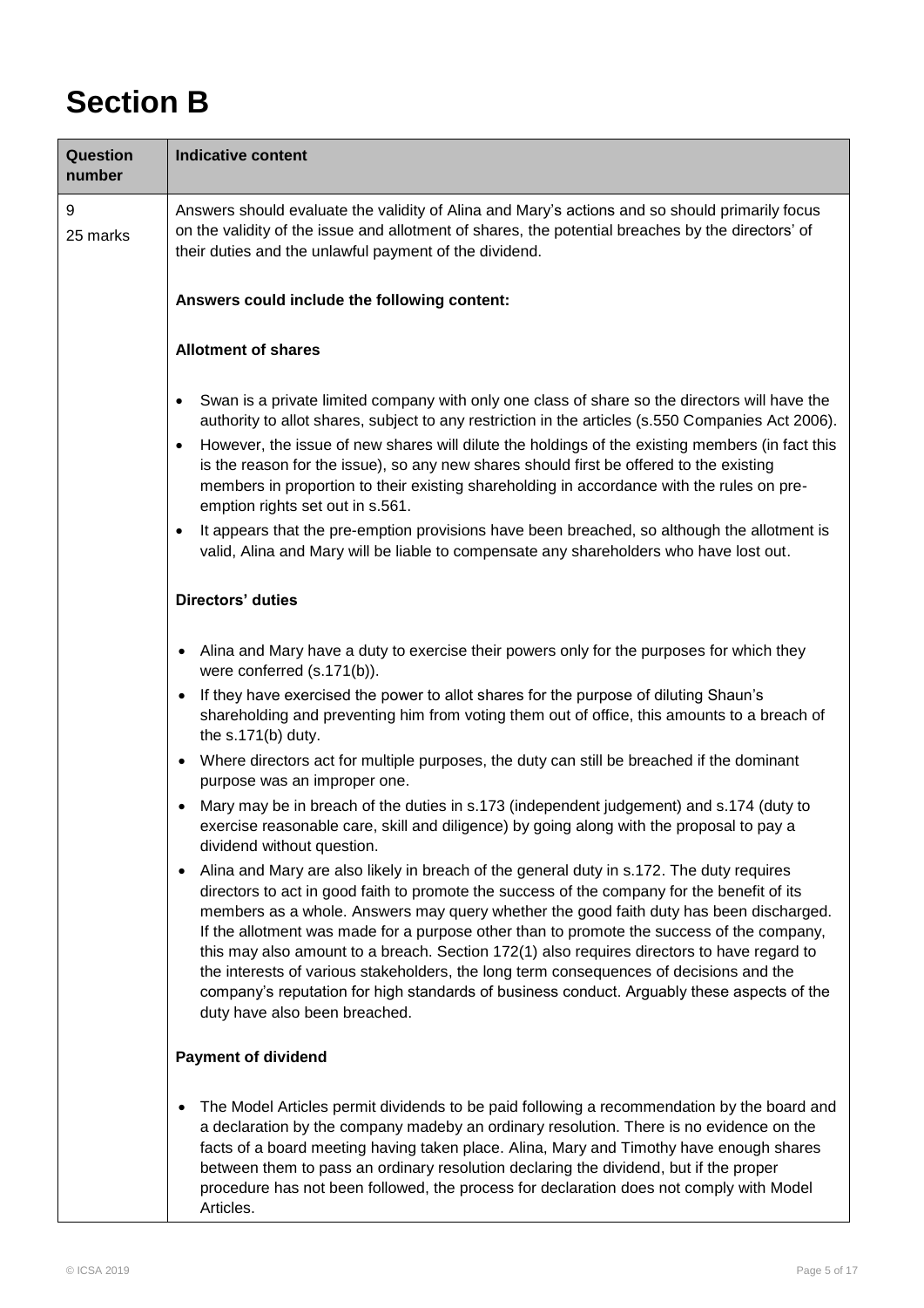# Section B

| Question number | Indicative content |
|---|---|
| 9<br>25 marks | Answers should evaluate the validity of Alina and Mary's actions and so should primarily focus on the validity of the issue and allotment of shares, the potential breaches by the directors' of their duties and the unlawful payment of the dividend.<br><br>**Answers could include the following content:**<br><br>**Allotment of shares**<br><br>• Swan is a private limited company with only one class of share so the directors will have the authority to allot shares, subject to any restriction in the articles (s.550 Companies Act 2006).<br>• However, the issue of new shares will dilute the holdings of the existing members (in fact this is the reason for the issue), so any new shares should first be offered to the existing members in proportion to their existing shareholding in accordance with the rules on pre-emption rights set out in s.561.<br>• It appears that the pre-emption provisions have been breached, so although the allotment is valid, Alina and Mary will be liable to compensate any shareholders who have lost out.<br><br>**Directors' duties**<br><br>• Alina and Mary have a duty to exercise their powers only for the purposes for which they were conferred (s.171(b)).<br>• If they have exercised the power to allot shares for the purpose of diluting Shaun's shareholding and preventing him from voting them out of office, this amounts to a breach of the s.171(b) duty.<br>• Where directors act for multiple purposes, the duty can still be breached if the dominant purpose was an improper one.<br>• Mary may be in breach of the duties in s.173 (independent judgement) and s.174 (duty to exercise reasonable care, skill and diligence) by going along with the proposal to pay a dividend without question.<br>• Alina and Mary are also likely in breach of the general duty in s.172. The duty requires directors to act in good faith to promote the success of the company for the benefit of its members as a whole. Answers may query whether the good faith duty has been discharged. If the allotment was made for a purpose other than to promote the success of the company, this may also amount to a breach. Section 172(1) also requires directors to have regard to the interests of various stakeholders, the long term consequences of decisions and the company's reputation for high standards of business conduct. Arguably these aspects of the duty have also been breached.<br><br>**Payment of dividend**<br><br>• The Model Articles permit dividends to be paid following a recommendation by the board and a declaration by the company madeby an ordinary resolution. There is no evidence on the facts of a board meeting having taken place. Alina, Mary and Timothy have enough shares between them to pass an ordinary resolution declaring the dividend, but if the proper procedure has not been followed, the process for declaration does not comply with Model Articles. |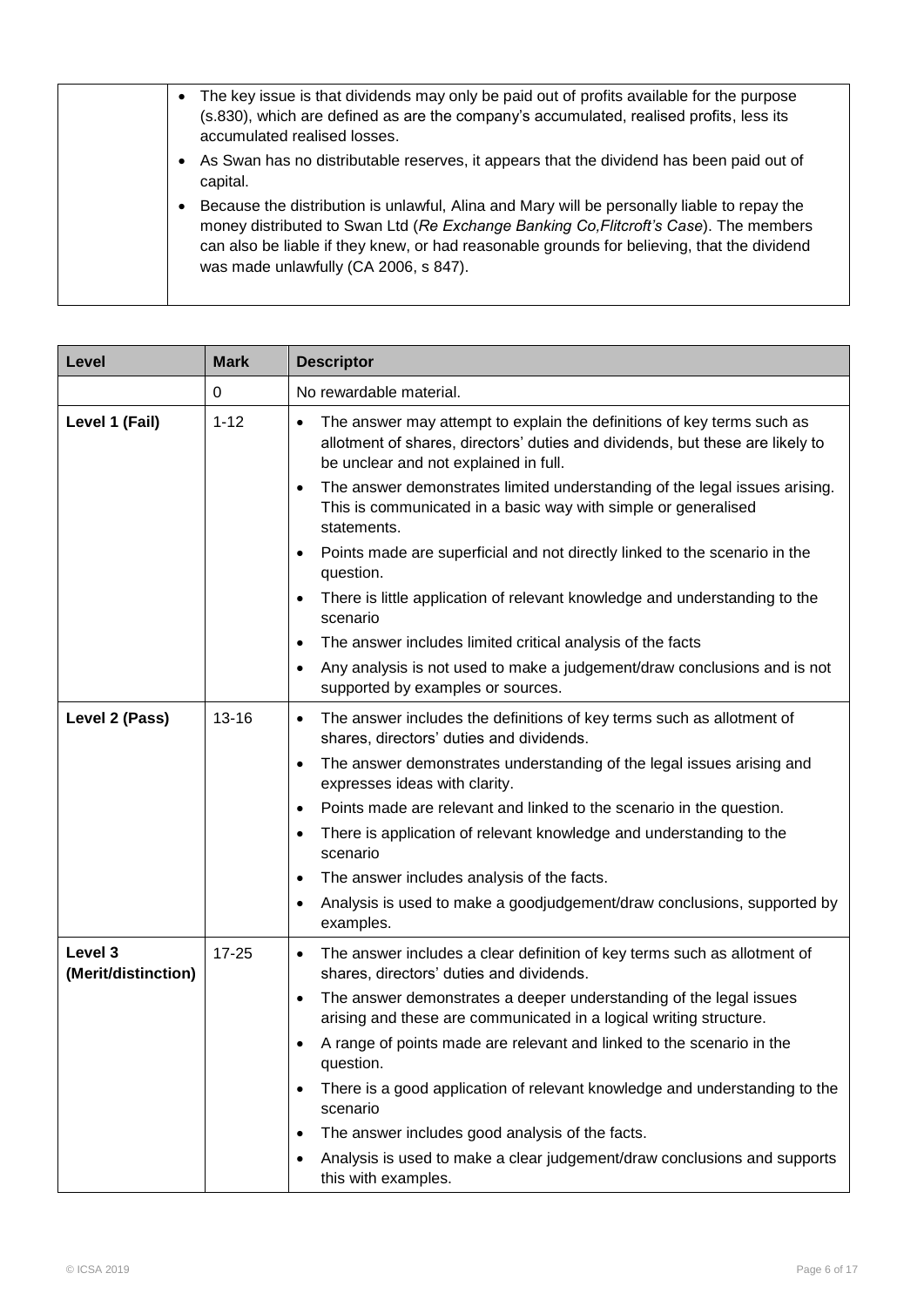| | |
|---|---|
| | • The key issue is that dividends may only be paid out of profits available for the purpose (s.830), which are defined as are the company's accumulated, realised profits, less its accumulated realised losses.<br>• As Swan has no distributable reserves, it appears that the dividend has been paid out of capital.<br>• Because the distribution is unlawful, Alina and Mary will be personally liable to repay the money distributed to Swan Ltd (*Re Exchange Banking Co,Flitcroft's Case*). The members can also be liable if they knew, or had reasonable grounds for believing, that the dividend was made unlawfully (CA 2006, s 847). |

| Level | Mark | Descriptor |
|---|---|---|
| | 0 | No rewardable material. |
| Level 1 (Fail) | 1-12 | • The answer may attempt to explain the definitions of key terms such as allotment of shares, directors' duties and dividends, but these are likely to be unclear and not explained in full.<br>• The answer demonstrates limited understanding of the legal issues arising. This is communicated in a basic way with simple or generalised statements.<br>• Points made are superficial and not directly linked to the scenario in the question.<br>• There is little application of relevant knowledge and understanding to the scenario<br>• The answer includes limited critical analysis of the facts<br>• Any analysis is not used to make a judgement/draw conclusions and is not supported by examples or sources. |
| Level 2 (Pass) | 13-16 | • The answer includes the definitions of key terms such as allotment of shares, directors' duties and dividends.<br>• The answer demonstrates understanding of the legal issues arising and expresses ideas with clarity.<br>• Points made are relevant and linked to the scenario in the question.<br>• There is application of relevant knowledge and understanding to the scenario<br>• The answer includes analysis of the facts.<br>• Analysis is used to make a goodjudgement/draw conclusions, supported by examples. |
| Level 3 (Merit/distinction) | 17-25 | • The answer includes a clear definition of key terms such as allotment of shares, directors' duties and dividends.<br>• The answer demonstrates a deeper understanding of the legal issues arising and these are communicated in a logical writing structure.<br>• A range of points made are relevant and linked to the scenario in the question.<br>• There is a good application of relevant knowledge and understanding to the scenario<br>• The answer includes good analysis of the facts.<br>• Analysis is used to make a clear judgement/draw conclusions and supports this with examples. |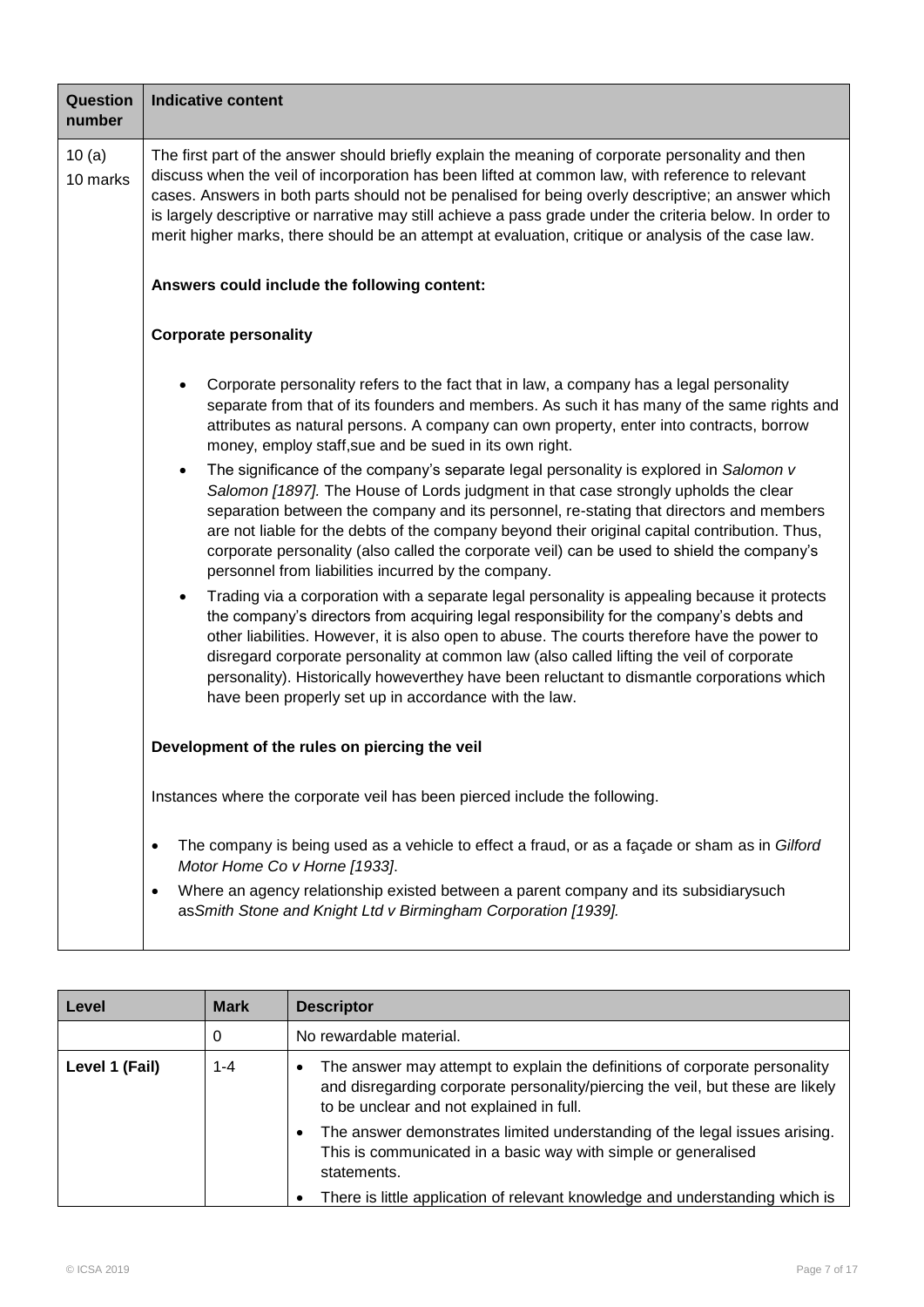| Question number | Indicative content |
|---|---|
| 10 (a)<br>10 marks | The first part of the answer should briefly explain the meaning of corporate personality and then discuss when the veil of incorporation has been lifted at common law, with reference to relevant cases. Answers in both parts should not be penalised for being overly descriptive; an answer which is largely descriptive or narrative may still achieve a pass grade under the criteria below. In order to merit higher marks, there should be an attempt at evaluation, critique or analysis of the case law.<br><br>**Answers could include the following content:**<br><br>**Corporate personality**<br><br>• Corporate personality refers to the fact that in law, a company has a legal personality separate from that of its founders and members. As such it has many of the same rights and attributes as natural persons. A company can own property, enter into contracts, borrow money, employ staff,sue and be sued in its own right.<br>• The significance of the company's separate legal personality is explored in *Salomon v Salomon [1897].* The House of Lords judgment in that case strongly upholds the clear separation between the company and its personnel, re-stating that directors and members are not liable for the debts of the company beyond their original capital contribution. Thus, corporate personality (also called the corporate veil) can be used to shield the company's personnel from liabilities incurred by the company.<br>• Trading via a corporation with a separate legal personality is appealing because it protects the company's directors from acquiring legal responsibility for the company's debts and other liabilities. However, it is also open to abuse. The courts therefore have the power to disregard corporate personality at common law (also called lifting the veil of corporate personality). Historically howeverthey have been reluctant to dismantle corporations which have been properly set up in accordance with the law.<br><br>**Development of the rules on piercing the veil**<br><br>Instances where the corporate veil has been pierced include the following.<br><br>• The company is being used as a vehicle to effect a fraud, or as a façade or sham as in *Gilford Motor Home Co v Horne [1933]*.<br>• Where an agency relationship existed between a parent company and its subsidiarysuch as*Smith Stone and Knight Ltd v Birmingham Corporation [1939].* |

| Level | Mark | Descriptor |
|---|---|---|
| | 0 | No rewardable material. |
| **Level 1 (Fail)** | 1-4 | • The answer may attempt to explain the definitions of corporate personality and disregarding corporate personality/piercing the veil, but these are likely to be unclear and not explained in full.<br>• The answer demonstrates limited understanding of the legal issues arising. This is communicated in a basic way with simple or generalised statements.<br>• There is little application of relevant knowledge and understanding which is |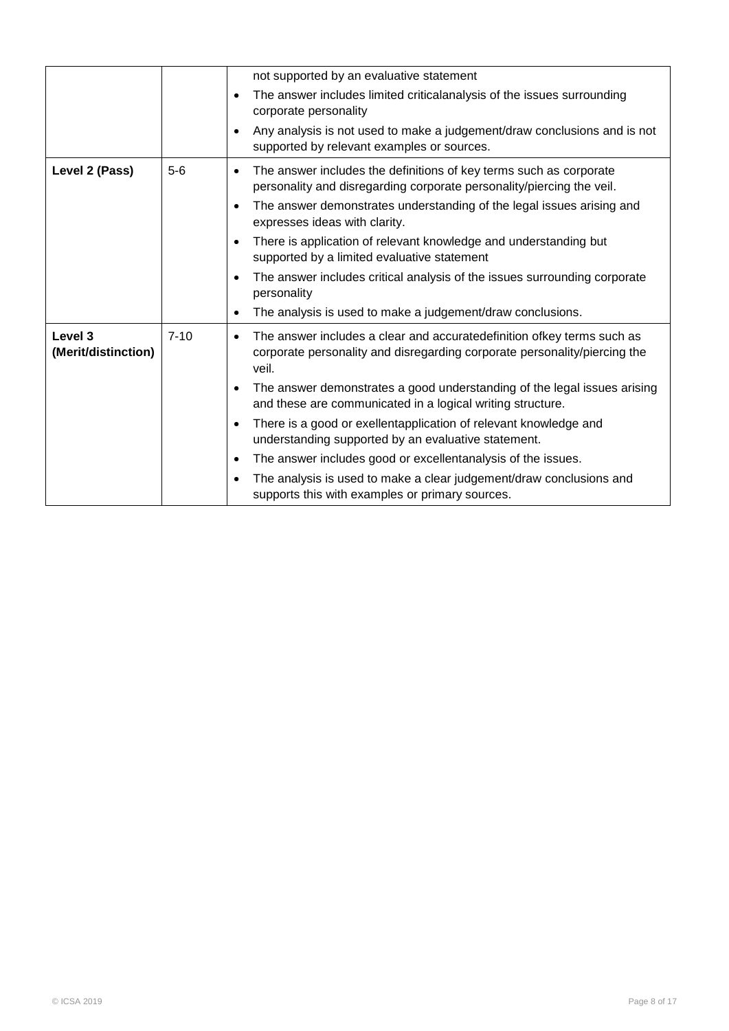| | | |
|---|---|---|
| | | not supported by an evaluative statement<br>• The answer includes limited criticalanalysis of the issues surrounding corporate personality<br>• Any analysis is not used to make a judgement/draw conclusions and is not supported by relevant examples or sources. |
| **Level 2 (Pass)** | 5-6 | • The answer includes the definitions of key terms such as corporate personality and disregarding corporate personality/piercing the veil.<br>• The answer demonstrates understanding of the legal issues arising and expresses ideas with clarity.<br>• There is application of relevant knowledge and understanding but supported by a limited evaluative statement<br>• The answer includes critical analysis of the issues surrounding corporate personality<br>• The analysis is used to make a judgement/draw conclusions. |
| **Level 3 (Merit/distinction)** | 7-10 | • The answer includes a clear and accuratedefinition ofkey terms such as corporate personality and disregarding corporate personality/piercing the veil.<br>• The answer demonstrates a good understanding of the legal issues arising and these are communicated in a logical writing structure.<br>• There is a good or exellentapplication of relevant knowledge and understanding supported by an evaluative statement.<br>• The answer includes good or excellentanalysis of the issues.<br>• The analysis is used to make a clear judgement/draw conclusions and supports this with examples or primary sources. |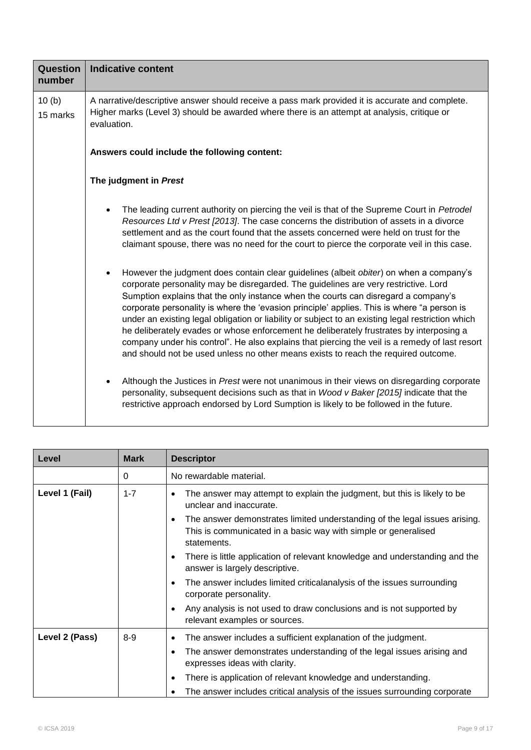| Question number | Indicative content |
|---|---|
| 10 (b)<br>15 marks | A narrative/descriptive answer should receive a pass mark provided it is accurate and complete. Higher marks (Level 3) should be awarded where there is an attempt at analysis, critique or evaluation.<br><br>**Answers could include the following content:**<br><br>**The judgment in *Prest***<br><br>• The leading current authority on piercing the veil is that of the Supreme Court in *Petrodel Resources Ltd v Prest [2013]*. The case concerns the distribution of assets in a divorce settlement and as the court found that the assets concerned were held on trust for the claimant spouse, there was no need for the court to pierce the corporate veil in this case.<br><br>• However the judgment does contain clear guidelines (albeit *obiter*) on when a company's corporate personality may be disregarded. The guidelines are very restrictive. Lord Sumption explains that the only instance when the courts can disregard a company's corporate personality is where the 'evasion principle' applies. This is where "a person is under an existing legal obligation or liability or subject to an existing legal restriction which he deliberately evades or whose enforcement he deliberately frustrates by interposing a company under his control". He also explains that piercing the veil is a remedy of last resort and should not be used unless no other means exists to reach the required outcome.<br><br>• Although the Justices in *Prest* were not unanimous in their views on disregarding corporate personality, subsequent decisions such as that in *Wood v Baker [2015]* indicate that the restrictive approach endorsed by Lord Sumption is likely to be followed in the future. |

| Level | Mark | Descriptor |
|---|---|---|
| | 0 | No rewardable material. |
| Level 1 (Fail) | 1-7 | • The answer may attempt to explain the judgment, but this is likely to be unclear and inaccurate.<br>• The answer demonstrates limited understanding of the legal issues arising. This is communicated in a basic way with simple or generalised statements.<br>• There is little application of relevant knowledge and understanding and the answer is largely descriptive.<br>• The answer includes limited criticalanalysis of the issues surrounding corporate personality.<br>• Any analysis is not used to draw conclusions and is not supported by relevant examples or sources. |
| Level 2 (Pass) | 8-9 | • The answer includes a sufficient explanation of the judgment.<br>• The answer demonstrates understanding of the legal issues arising and expresses ideas with clarity.<br>• There is application of relevant knowledge and understanding.<br>• The answer includes critical analysis of the issues surrounding corporate |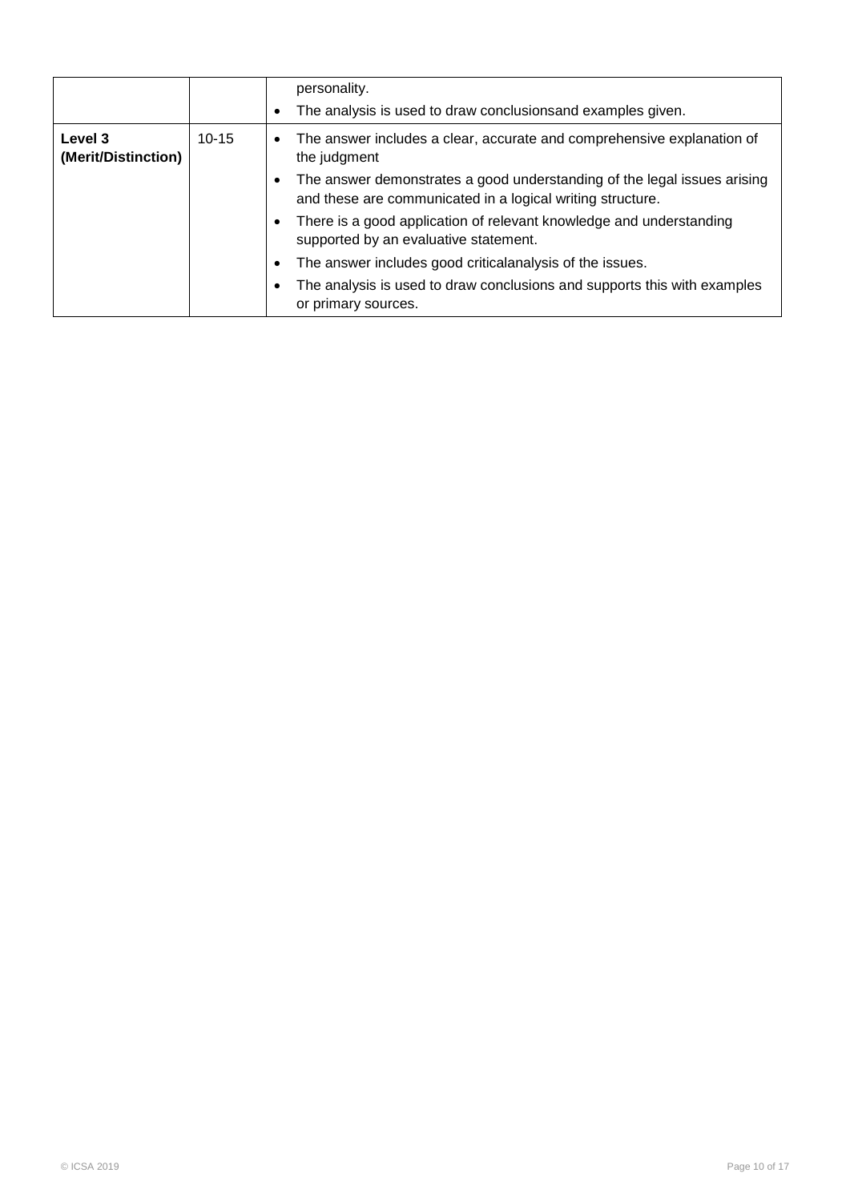| | | |
|---|---|---|
| | | personality.<br>• The analysis is used to draw conclusionsand examples given. |
| **Level 3 (Merit/Distinction)** | 10-15 | • The answer includes a clear, accurate and comprehensive explanation of the judgment<br>• The answer demonstrates a good understanding of the legal issues arising and these are communicated in a logical writing structure.<br>• There is a good application of relevant knowledge and understanding supported by an evaluative statement.<br>• The answer includes good criticalanalysis of the issues.<br>• The analysis is used to draw conclusions and supports this with examples or primary sources. |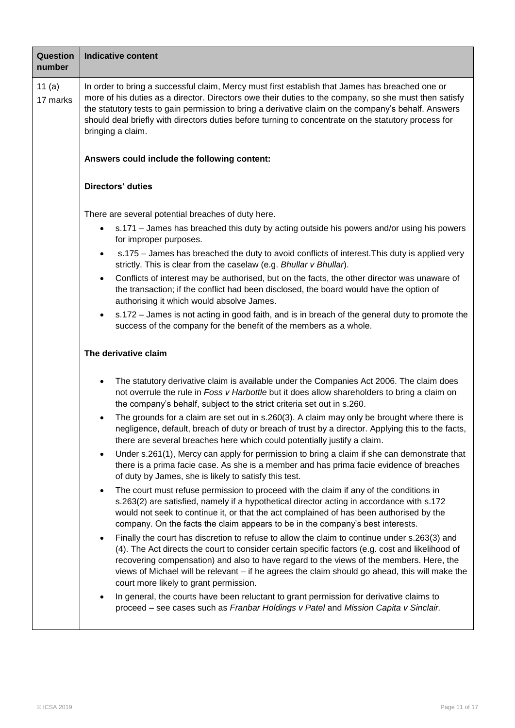| Question number | Indicative content |
|---|---|
| 11 (a)<br>17 marks | In order to bring a successful claim, Mercy must first establish that James has breached one or more of his duties as a director. Directors owe their duties to the company, so she must then satisfy the statutory tests to gain permission to bring a derivative claim on the company's behalf. Answers should deal briefly with directors duties before turning to concentrate on the statutory process for bringing a claim.<br><br>**Answers could include the following content:**<br><br>**Directors' duties**<br><br>There are several potential breaches of duty here.<br>• s.171 – James has breached this duty by acting outside his powers and/or using his powers for improper purposes.<br>• s.175 – James has breached the duty to avoid conflicts of interest.This duty is applied very strictly. This is clear from the caselaw (e.g. *Bhullar v Bhullar*).<br>• Conflicts of interest may be authorised, but on the facts, the other director was unaware of the transaction; if the conflict had been disclosed, the board would have the option of authorising it which would absolve James.<br>• s.172 – James is not acting in good faith, and is in breach of the general duty to promote the success of the company for the benefit of the members as a whole.<br><br>**The derivative claim**<br><br>• The statutory derivative claim is available under the Companies Act 2006. The claim does not overrule the rule in *Foss v Harbottle* but it does allow shareholders to bring a claim on the company's behalf, subject to the strict criteria set out in s.260.<br>• The grounds for a claim are set out in s.260(3). A claim may only be brought where there is negligence, default, breach of duty or breach of trust by a director. Applying this to the facts, there are several breaches here which could potentially justify a claim.<br>• Under s.261(1), Mercy can apply for permission to bring a claim if she can demonstrate that there is a prima facie case. As she is a member and has prima facie evidence of breaches of duty by James, she is likely to satisfy this test.<br>• The court must refuse permission to proceed with the claim if any of the conditions in s.263(2) are satisfied, namely if a hypothetical director acting in accordance with s.172 would not seek to continue it, or that the act complained of has been authorised by the company. On the facts the claim appears to be in the company's best interests.<br>• Finally the court has discretion to refuse to allow the claim to continue under s.263(3) and (4). The Act directs the court to consider certain specific factors (e.g. cost and likelihood of recovering compensation) and also to have regard to the views of the members. Here, the views of Michael will be relevant – if he agrees the claim should go ahead, this will make the court more likely to grant permission.<br>• In general, the courts have been reluctant to grant permission for derivative claims to proceed – see cases such as *Franbar Holdings v Patel* and *Mission Capita v Sinclair.* |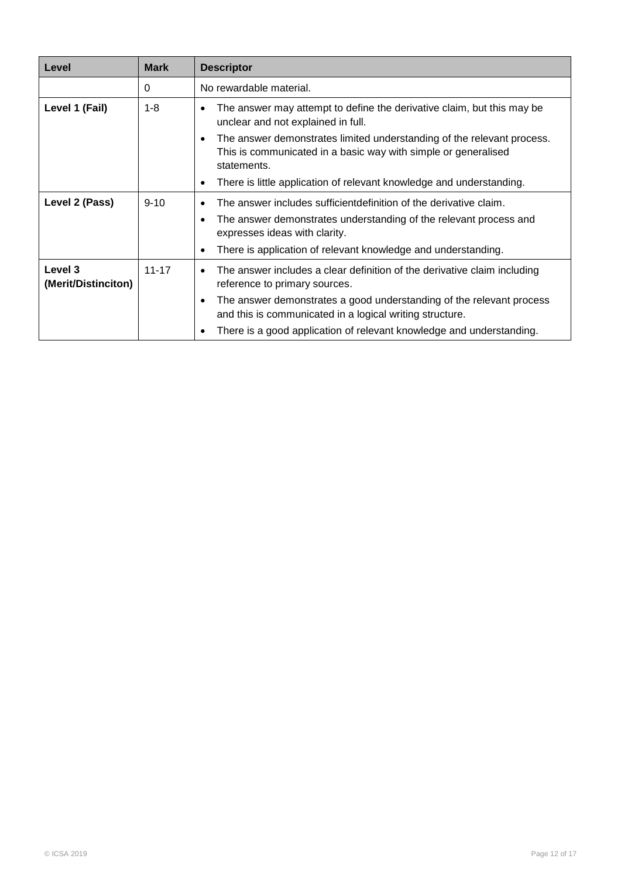| Level | Mark | Descriptor |
| --- | --- | --- |
| | 0 | No rewardable material. |
| **Level 1 (Fail)** | 1-8 | • The answer may attempt to define the derivative claim, but this may be unclear and not explained in full.<br>• The answer demonstrates limited understanding of the relevant process. This is communicated in a basic way with simple or generalised statements.<br>• There is little application of relevant knowledge and understanding. |
| **Level 2 (Pass)** | 9-10 | • The answer includes sufficientdefinition of the derivative claim.<br>• The answer demonstrates understanding of the relevant process and expresses ideas with clarity.<br>• There is application of relevant knowledge and understanding. |
| **Level 3 (Merit/Distinciton)** | 11-17 | • The answer includes a clear definition of the derivative claim including reference to primary sources.<br>• The answer demonstrates a good understanding of the relevant process and this is communicated in a logical writing structure.<br>• There is a good application of relevant knowledge and understanding. |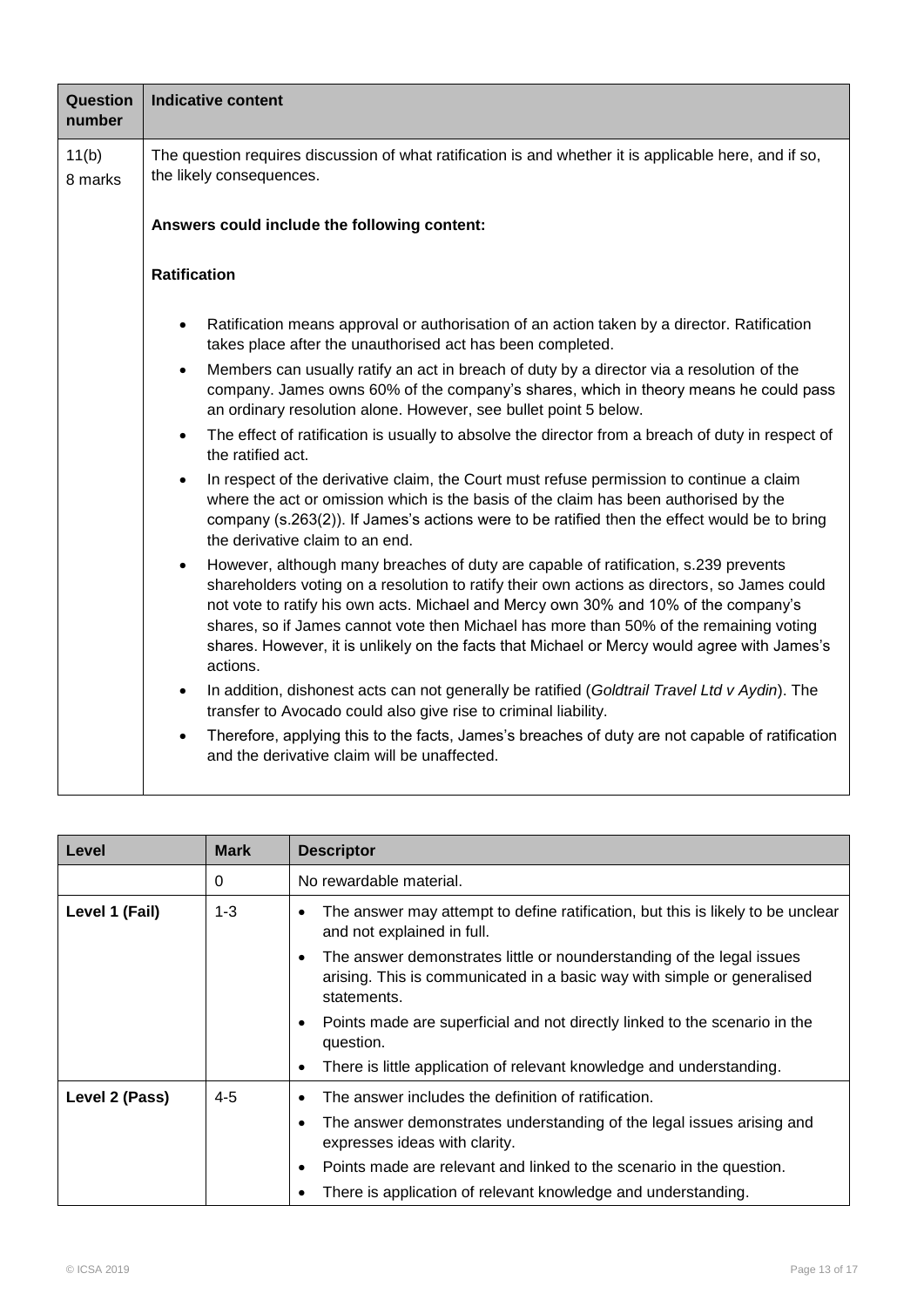| Question number | Indicative content |
|---|---|
| 11(b)<br>8 marks | The question requires discussion of what ratification is and whether it is applicable here, and if so, the likely consequences.<br><br>**Answers could include the following content:**<br><br>**Ratification**<br><br>• Ratification means approval or authorisation of an action taken by a director. Ratification takes place after the unauthorised act has been completed.<br>• Members can usually ratify an act in breach of duty by a director via a resolution of the company. James owns 60% of the company's shares, which in theory means he could pass an ordinary resolution alone. However, see bullet point 5 below.<br>• The effect of ratification is usually to absolve the director from a breach of duty in respect of the ratified act.<br>• In respect of the derivative claim, the Court must refuse permission to continue a claim where the act or omission which is the basis of the claim has been authorised by the company (s.263(2)). If James's actions were to be ratified then the effect would be to bring the derivative claim to an end.<br>• However, although many breaches of duty are capable of ratification, s.239 prevents shareholders voting on a resolution to ratify their own actions as directors, so James could not vote to ratify his own acts. Michael and Mercy own 30% and 10% of the company's shares, so if James cannot vote then Michael has more than 50% of the remaining voting shares. However, it is unlikely on the facts that Michael or Mercy would agree with James's actions.<br>• In addition, dishonest acts can not generally be ratified (*Goldtrail Travel Ltd v Aydin*). The transfer to Avocado could also give rise to criminal liability.<br>• Therefore, applying this to the facts, James's breaches of duty are not capable of ratification and the derivative claim will be unaffected. |

| Level | Mark | Descriptor |
|---|---|---|
| | 0 | No rewardable material. |
| Level 1 (Fail) | 1-3 | • The answer may attempt to define ratification, but this is likely to be unclear and not explained in full.<br>• The answer demonstrates little or nounderstanding of the legal issues arising. This is communicated in a basic way with simple or generalised statements.<br>• Points made are superficial and not directly linked to the scenario in the question.<br>• There is little application of relevant knowledge and understanding. |
| Level 2 (Pass) | 4-5 | • The answer includes the definition of ratification.<br>• The answer demonstrates understanding of the legal issues arising and expresses ideas with clarity.<br>• Points made are relevant and linked to the scenario in the question.<br>• There is application of relevant knowledge and understanding. |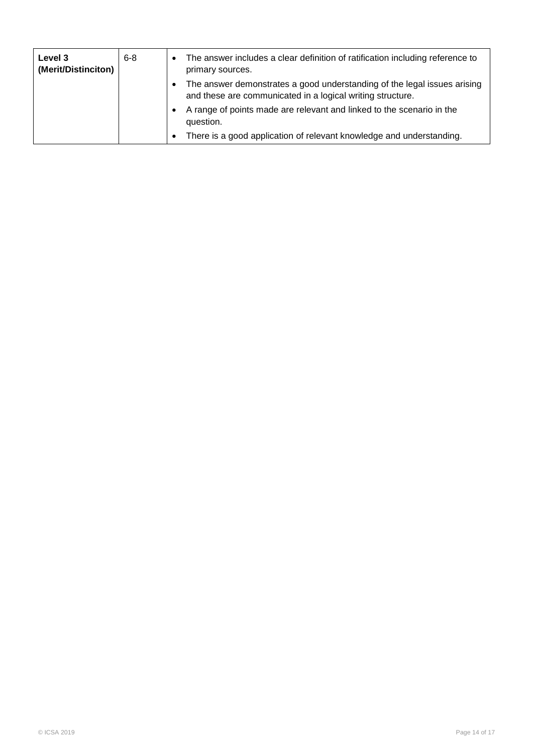| **Level 3 (Merit/Distinciton)** | 6-8 | • The answer includes a clear definition of ratification including reference to primary sources.<br>• The answer demonstrates a good understanding of the legal issues arising and these are communicated in a logical writing structure.<br>• A range of points made are relevant and linked to the scenario in the question.<br>• There is a good application of relevant knowledge and understanding. |
|---|---|---|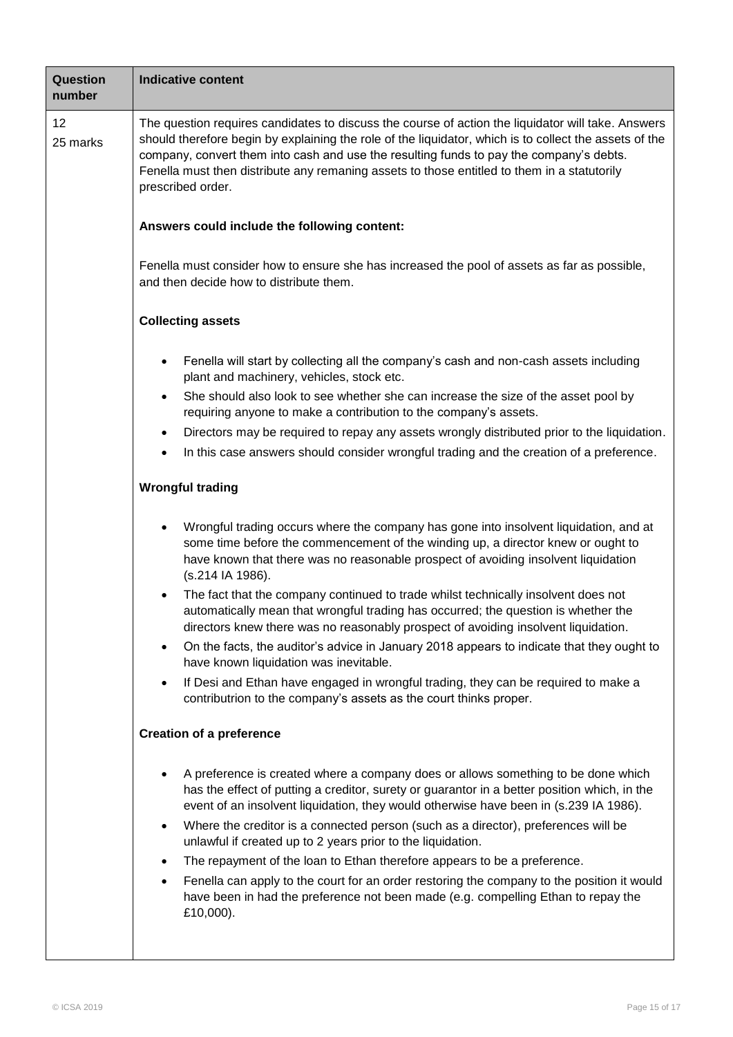| Question number | Indicative content |
|---|---|
| 12<br>25 marks | The question requires candidates to discuss the course of action the liquidator will take. Answers should therefore begin by explaining the role of the liquidator, which is to collect the assets of the company, convert them into cash and use the resulting funds to pay the company's debts. Fenella must then distribute any remaning assets to those entitled to them in a statutorily prescribed order.<br><br>**Answers could include the following content:**<br><br>Fenella must consider how to ensure she has increased the pool of assets as far as possible, and then decide how to distribute them.<br><br>**Collecting assets**<br><br>• Fenella will start by collecting all the company's cash and non-cash assets including plant and machinery, vehicles, stock etc.<br>• She should also look to see whether she can increase the size of the asset pool by requiring anyone to make a contribution to the company's assets.<br>• Directors may be required to repay any assets wrongly distributed prior to the liquidation.<br>• In this case answers should consider wrongful trading and the creation of a preference.<br><br>**Wrongful trading**<br><br>• Wrongful trading occurs where the company has gone into insolvent liquidation, and at some time before the commencement of the winding up, a director knew or ought to have known that there was no reasonable prospect of avoiding insolvent liquidation (s.214 IA 1986).<br>• The fact that the company continued to trade whilst technically insolvent does not automatically mean that wrongful trading has occurred; the question is whether the directors knew there was no reasonably prospect of avoiding insolvent liquidation.<br>• On the facts, the auditor's advice in January 2018 appears to indicate that they ought to have known liquidation was inevitable.<br>• If Desi and Ethan have engaged in wrongful trading, they can be required to make a contributrion to the company's assets as the court thinks proper.<br><br>**Creation of a preference**<br><br>• A preference is created where a company does or allows something to be done which has the effect of putting a creditor, surety or guarantor in a better position which, in the event of an insolvent liquidation, they would otherwise have been in (s.239 IA 1986).<br>• Where the creditor is a connected person (such as a director), preferences will be unlawful if created up to 2 years prior to the liquidation.<br>• The repayment of the loan to Ethan therefore appears to be a preference.<br>• Fenella can apply to the court for an order restoring the company to the position it would have been in had the preference not been made (e.g. compelling Ethan to repay the £10,000). |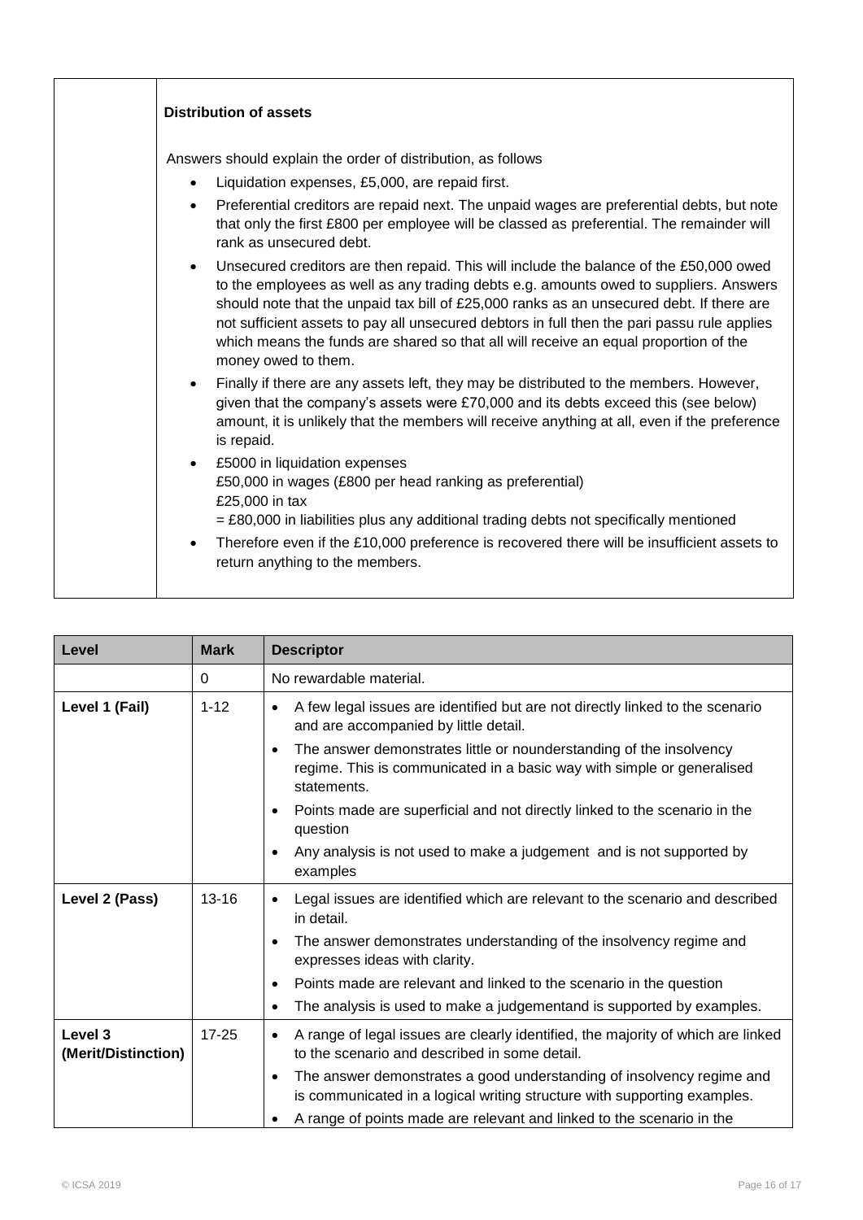| | **Distribution of assets**<br><br>Answers should explain the order of distribution, as follows<br><br>• Liquidation expenses, £5,000, are repaid first.<br>• Preferential creditors are repaid next. The unpaid wages are preferential debts, but note that only the first £800 per employee will be classed as preferential. The remainder will rank as unsecured debt.<br>• Unsecured creditors are then repaid. This will include the balance of the £50,000 owed to the employees as well as any trading debts e.g. amounts owed to suppliers. Answers should note that the unpaid tax bill of £25,000 ranks as an unsecured debt. If there are not sufficient assets to pay all unsecured debtors in full then the pari passu rule applies which means the funds are shared so that all will receive an equal proportion of the money owed to them.<br>• Finally if there are any assets left, they may be distributed to the members. However, given that the company's assets were £70,000 and its debts exceed this (see below) amount, it is unlikely that the members will receive anything at all, even if the preference is repaid.<br>• £5000 in liquidation expenses<br>£50,000 in wages (£800 per head ranking as preferential)<br>£25,000 in tax<br>= £80,000 in liabilities plus any additional trading debts not specifically mentioned<br>• Therefore even if the £10,000 preference is recovered there will be insufficient assets to return anything to the members. |
|---|---|

| Level | Mark | Descriptor |
|---|---|---|
| | 0 | No rewardable material. |
| Level 1 (Fail) | 1-12 | • A few legal issues are identified but are not directly linked to the scenario and are accompanied by little detail.<br>• The answer demonstrates little or nounderstanding of the insolvency regime. This is communicated in a basic way with simple or generalised statements.<br>• Points made are superficial and not directly linked to the scenario in the question<br>• Any analysis is not used to make a judgement and is not supported by examples |
| Level 2 (Pass) | 13-16 | • Legal issues are identified which are relevant to the scenario and described in detail.<br>• The answer demonstrates understanding of the insolvency regime and expresses ideas with clarity.<br>• Points made are relevant and linked to the scenario in the question<br>• The analysis is used to make a judgementand is supported by examples. |
| Level 3 (Merit/Distinction) | 17-25 | • A range of legal issues are clearly identified, the majority of which are linked to the scenario and described in some detail.<br>• The answer demonstrates a good understanding of insolvency regime and is communicated in a logical writing structure with supporting examples.<br>• A range of points made are relevant and linked to the scenario in the |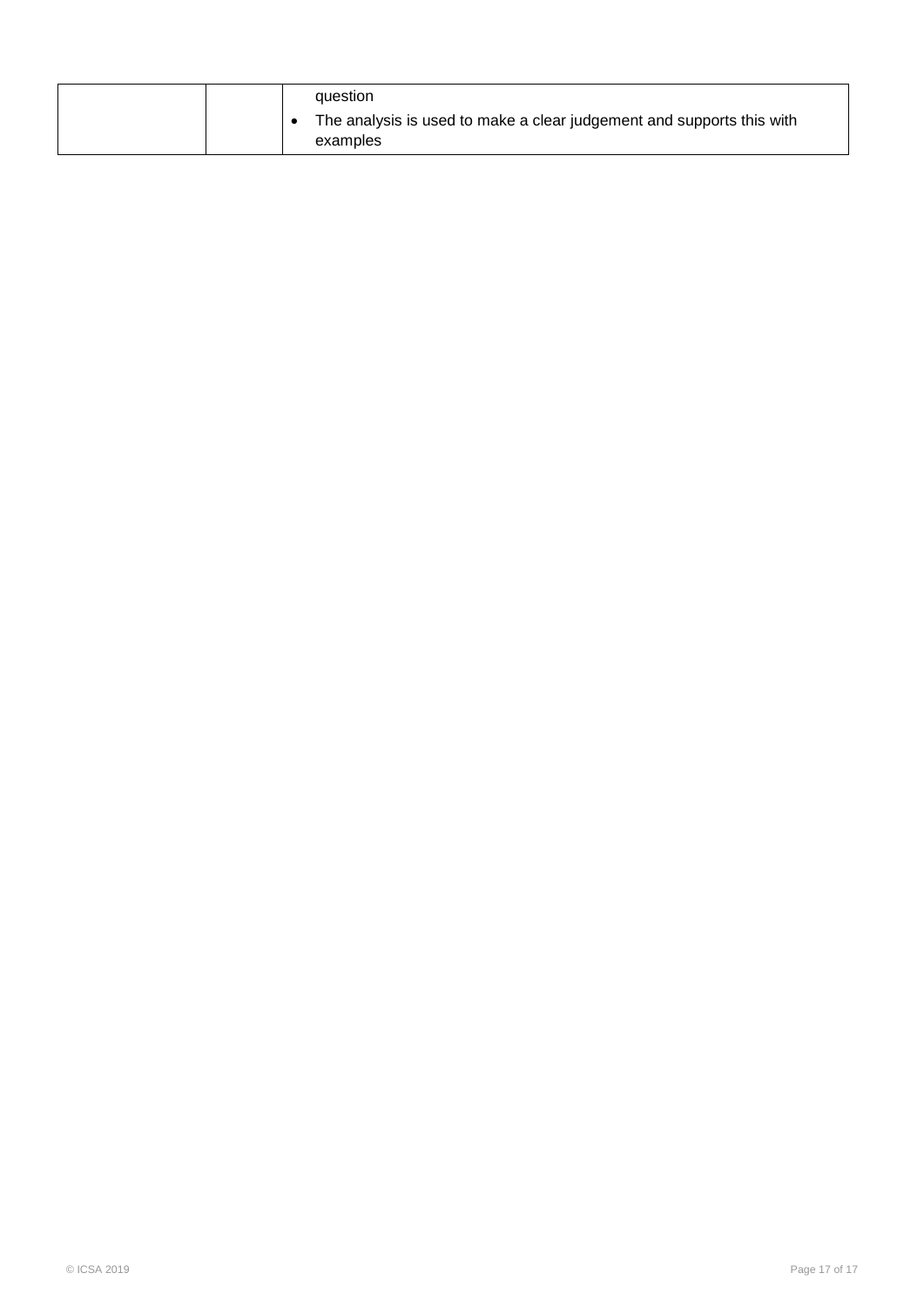| | | |
|---|---|---|
| | | question<br>• The analysis is used to make a clear judgement and supports this with examples |